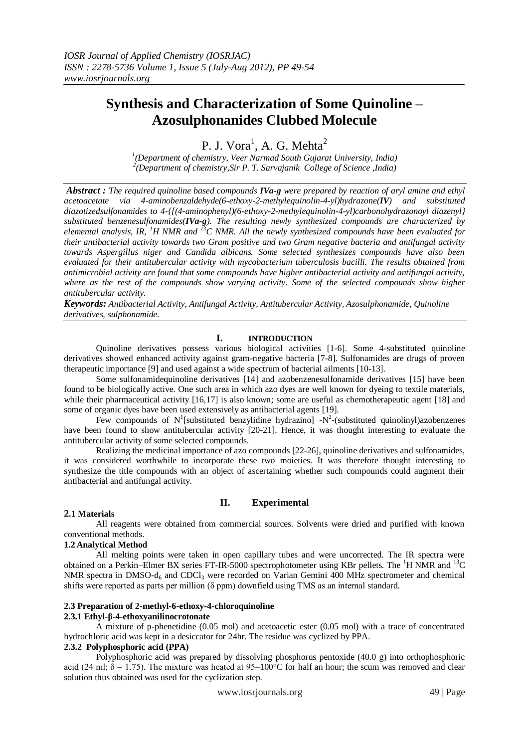# Synthesis and Characterization of Some Quinoline – Azosulphonanides Clubbed Molecule

P. J. Vora[1], A. G. Mehta[2]

[1](Department of chemistry, Veer Narmad South Gujarat University, India)
[2](Department of chemistry,Sir P. T. Sarvajanik College of Science ,India)

***Abstract :*** *The required quinoline based compounds **IVa-g** were prepared by reaction of aryl amine and ethyl acetoacetate via 4-aminobenzaldehyde(6-ethoxy-2-methylequinolin-4-yl)hydrazone(**IV**) and substituted diazotizedsulfonamides to 4-{[(4-aminophenyl)(6-ethoxy-2-methylequinolin-4-yl)carbonohydrazonoyl diazenyl} substituted benzenesulfonamides(**IVa-g**). The resulting newly synthesized compounds are characterized by elemental analysis, IR, $^1H$ NMR and $^{13}C$ NMR. All the newly synthesized compounds have been evaluated for their antibacterial activity towards two Gram positive and two Gram negative bacteria and antifungal activity towards Aspergillus niger and Candida albicans. Some selected synthesizes compounds have also been evaluated for their antitubercular activity with mycobacterium tuberculosis bacilli. The results obtained from antimicrobial activity are found that some compounds have higher antibacterial activity and antifungal activity, where as the rest of the compounds show varying activity. Some of the selected compounds show higher antitubercular activity.*

***Keywords:*** *Antibacterial Activity, Antifungal Activity, Antitubercular Activity, Azosulphonamide, Quinoline derivatives, sulphonamide.*

## I. INTRODUCTION

Quinoline derivatives possess various biological activities [1-6]. Some 4-substituted quinoline derivatives showed enhanced activity against gram-negative bacteria [7-8]. Sulfonamides are drugs of proven therapeutic importance [9] and used against a wide spectrum of bacterial ailments [10-13].

Some sulfonamidequinoline derivatives [14] and azobenzenesulfonamide derivatives [15] have been found to be biologically active. One such area in which azo dyes are well known for dyeing to textile materials, while their pharmaceutical activity [16,17] is also known; some are useful as chemotherapeutic agent [18] and some of organic dyes have been used extensively as antibacterial agents [19].

Few compounds of $N^1$[substituted benzylidine hydrazino] -$N^2$-(substituted quinolinyl)azobenzenes have been found to show antitubercular activity [20-21]. Hence, it was thought interesting to evaluate the antitubercular activity of some selected compounds.

Realizing the medicinal importance of azo compounds [22-26], quinoline derivatives and sulfonamides, it was considered worthwhile to incorporate these two moieties. It was therefore thought interesting to synthesize the title compounds with an object of ascertaining whether such compounds could augment their antibacterial and antifungal activity.

## II. Experimental

### 2.1 Materials

All reagents were obtained from commercial sources. Solvents were dried and purified with known conventional methods.

### 1.2 Analytical Method

All melting points were taken in open capillary tubes and were uncorrected. The IR spectra were obtained on a Perkin–Elmer BX series FT-IR-5000 spectrophotometer using KBr pellets. The $^1H$ NMR and $^{13}C$ NMR spectra in DMSO-$d_6$ and $CDCl_3$ were recorded on Varian Gemini 400 MHz spectrometer and chemical shifts were reported as parts per million (δ ppm) downfield using TMS as an internal standard.

### 2.3 Preparation of 2-methyl-6-ethoxy-4-chloroquinoline

#### 2.3.1 Ethyl-β-4-ethoxyanilinocrotonate

A mixture of p-phenetidine (0.05 mol) and acetoacetic ester (0.05 mol) with a trace of concentrated hydrochloric acid was kept in a desiccator for 24hr. The residue was cyclized by PPA.

#### 2.3.2 Polyphosphoric acid (PPA)

Polyphosphoric acid was prepared by dissolving phosphorus pentoxide (40.0 g) into orthophosphoric acid (24 ml; δ = 1.75). The mixture was heated at 95–100°C for half an hour; the scum was removed and clear solution thus obtained was used for the cyclization step.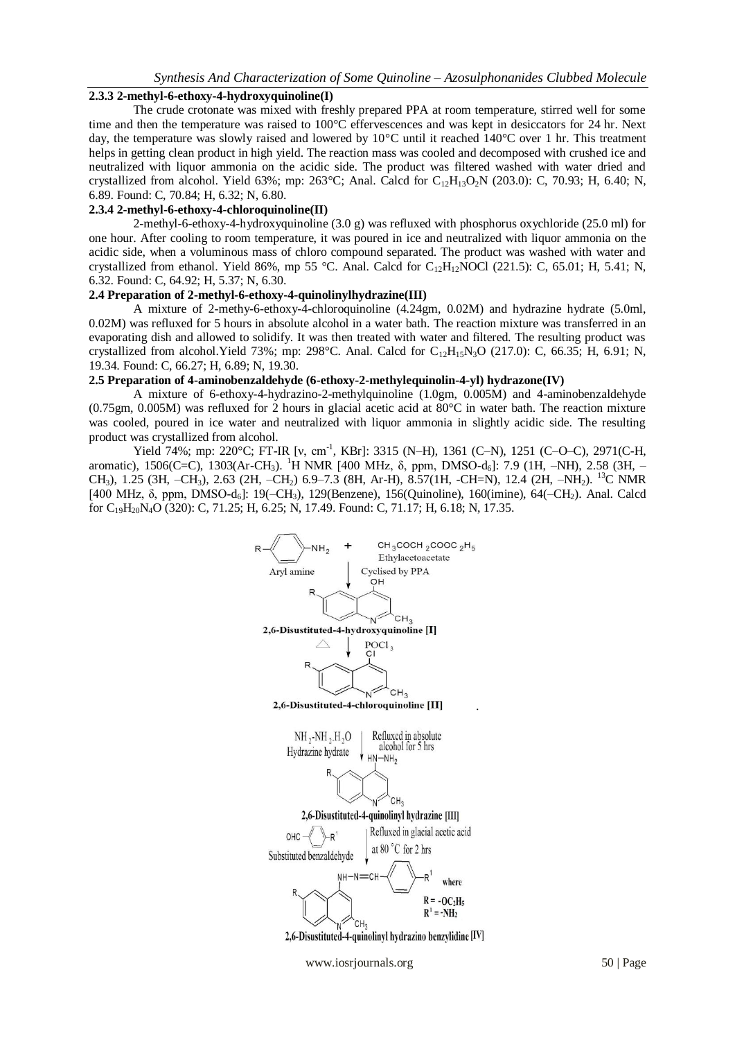### 2.3.3 2-methyl-6-ethoxy-4-hydroxyquinoline(I)

The crude crotonate was mixed with freshly prepared PPA at room temperature, stirred well for some time and then the temperature was raised to 100°C effervescences and was kept in desiccators for 24 hr. Next day, the temperature was slowly raised and lowered by 10°C until it reached 140°C over 1 hr. This treatment helps in getting clean product in high yield. The reaction mass was cooled and decomposed with crushed ice and neutralized with liquor ammonia on the acidic side. The product was filtered washed with water dried and crystallized from alcohol. Yield 63%; mp: 263°C; Anal. Calcd for $C_{12}H_{13}O_2N$ (203.0): C, 70.93; H, 6.40; N, 6.89. Found: C, 70.84; H, 6.32; N, 6.80.

### 2.3.4 2-methyl-6-ethoxy-4-chloroquinoline(II)

2-methyl-6-ethoxy-4-hydroxyquinoline (3.0 g) was refluxed with phosphorus oxychloride (25.0 ml) for one hour. After cooling to room temperature, it was poured in ice and neutralized with liquor ammonia on the acidic side, when a voluminous mass of chloro compound separated. The product was washed with water and crystallized from ethanol. Yield 86%, mp 55 °C. Anal. Calcd for $C_{12}H_{12}NOCl$ (221.5): C, 65.01; H, 5.41; N, 6.32. Found: C, 64.92; H, 5.37; N, 6.30.

### 2.4 Preparation of 2-methyl-6-ethoxy-4-quinolinylhydrazine(III)

A mixture of 2-methy-6-ethoxy-4-chloroquinoline (4.24gm, 0.02M) and hydrazine hydrate (5.0ml, 0.02M) was refluxed for 5 hours in absolute alcohol in a water bath. The reaction mixture was transferred in an evaporating dish and allowed to solidify. It was then treated with water and filtered. The resulting product was crystallized from alcohol.Yield 73%; mp: 298°C. Anal. Calcd for $C_{12}H_{15}N_3O$ (217.0): C, 66.35; H, 6.91; N, 19.34. Found: C, 66.27; H, 6.89; N, 19.30.

### 2.5 Preparation of 4-aminobenzaldehyde (6-ethoxy-2-methylequinolin-4-yl) hydrazone(IV)

A mixture of 6-ethoxy-4-hydrazino-2-methylquinoline (1.0gm, 0.005M) and 4-aminobenzaldehyde (0.75gm, 0.005M) was refluxed for 2 hours in glacial acetic acid at 80°C in water bath. The reaction mixture was cooled, poured in ice water and neutralized with liquor ammonia in slightly acidic side. The resulting product was crystallized from alcohol.

Yield 74%; mp: 220°C; FT-IR [ν, $cm^{-1}$, KBr]: 3315 (N–H), 1361 (C–N), 1251 (C–O–C), 2971(C-H, aromatic), 1506(C=C), 1303(Ar-$CH_3$). $^1$H NMR [400 MHz, δ, ppm, DMSO-$d_6$]: 7.9 (1H, –NH), 2.58 (3H, –$CH_3$), 1.25 (3H, –$CH_3$), 2.63 (2H, –$CH_2$) 6.9–7.3 (8H, Ar-H), 8.57(1H, -CH=N), 12.4 (2H, –$NH_2$). $^{13}$C NMR [400 MHz, δ, ppm, DMSO-$d_6$]: 19(–$CH_3$), 129(Benzene), 156(Quinoline), 160(imine), 64(–$CH_2$). Anal. Calcd for $C_{19}H_{20}N_4O$ (320): C, 71.25; H, 6.25; N, 17.49. Found: C, 71.17; H, 6.18; N, 17.35.

R–C6H4–NH2 (Aryl amine) + $CH_3COCH_2COOC_2H_5$ (Ethylacetoacetate) → Cyclised by PPA

2,6-Disustituted-4-hydroxyquinoline [I]

↓ $POCl_3$, Δ

2,6-Disustituted-4-chloroquinoline [II]

↓ $NH_2$-$NH_2$.$H_2O$ (Hydrazine hydrate), Refluxed in absolute alcohol for 5 hrs

2,6-Disustituted-4-quinolinyl hydrazine [III]

↓ OHC–C6H4–$R^1$ (Substituted benzaldehyde), Refluxed in glacial acetic acid at 80 °C for 2 hrs

2,6-Disustituted-4-quinolinyl hydrazino benzylidine [IV]

where $R = -OC_2H_5$, $R^1 = -NH_2$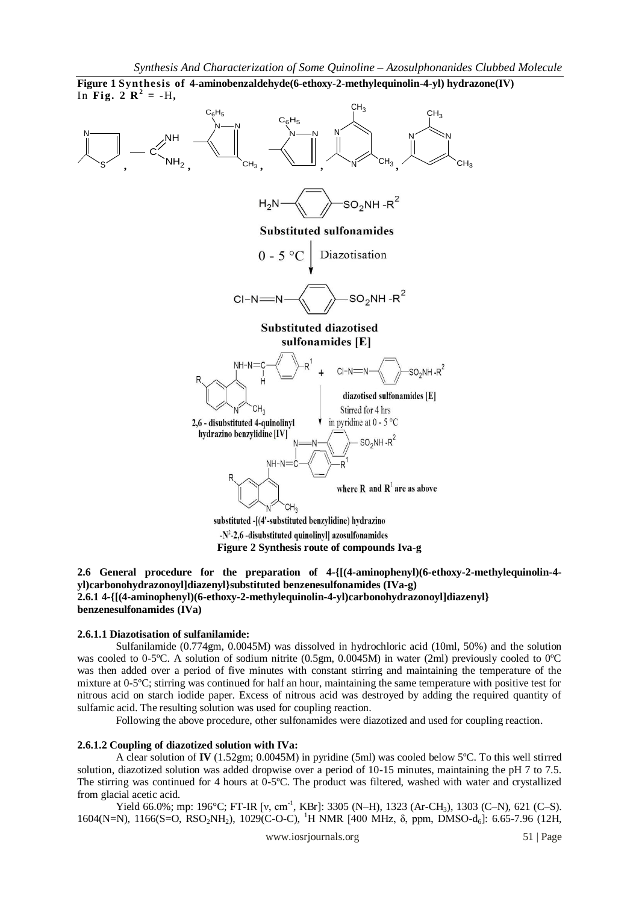**Figure 1 Synthesis of 4-aminobenzaldehyde(6-ethoxy-2-methylequinolin-4-yl) hydrazone(IV)**

In **Fig. 2 $R^2$ = -**H,

**Substituted sulfonamides**

0 - 5 °C Diazotisation

**Substituted diazotised sulfonamides [E]**

2,6 - disubstituted 4-quinolinyl hydrazino benzylidine [IV]

diazotised sulfonamides [E]

Stirred for 4 hrs in pyridine at 0 - 5 °C

where R and $R^1$ are as above

substituted -[(4'-substituted benzylidine) hydrazino -$N^2$-2,6 -disubstituted quinolinyl] azosulfonamides

**Figure 2 Synthesis route of compounds Iva-g**

**2.6 General procedure for the preparation of 4-{[(4-aminophenyl)(6-ethoxy-2-methylequinolin-4-yl)carbonohydrazonoyl]diazenyl}substituted benzenesulfonamides (IVa-g)**

**2.6.1 4-{[(4-aminophenyl)(6-ethoxy-2-methylequinolin-4-yl)carbonohydrazonoyl]diazenyl} benzenesulfonamides (IVa)**

**2.6.1.1 Diazotisation of sulfanilamide:**

Sulfanilamide (0.774gm, 0.0045M) was dissolved in hydrochloric acid (10ml, 50%) and the solution was cooled to 0-5ºC. A solution of sodium nitrite (0.5gm, 0.0045M) in water (2ml) previously cooled to 0ºC was then added over a period of five minutes with constant stirring and maintaining the temperature of the mixture at 0-5ºC; stirring was continued for half an hour, maintaining the same temperature with positive test for nitrous acid on starch iodide paper. Excess of nitrous acid was destroyed by adding the required quantity of sulfamic acid. The resulting solution was used for coupling reaction.

Following the above procedure, other sulfonamides were diazotized and used for coupling reaction.

**2.6.1.2 Coupling of diazotized solution with IVa:**

A clear solution of **IV** (1.52gm; 0.0045M) in pyridine (5ml) was cooled below 5ºC. To this well stirred solution, diazotized solution was added dropwise over a period of 10-15 minutes, maintaining the pH 7 to 7.5. The stirring was continued for 4 hours at 0-5ºC. The product was filtered, washed with water and crystallized from glacial acetic acid.

Yield 66.0%; mp: 196°C; FT-IR [ν, $cm^{-1}$, KBr]: 3305 (N–H), 1323 (Ar-$CH_3$), 1303 (C–N), 621 (C–S). 1604(N=N), 1166(S=O, $RSO_2NH_2$), 1029(C-O-C), $^1H$ NMR [400 MHz, δ, ppm, DMSO-$d_6$]: 6.65-7.96 (12H,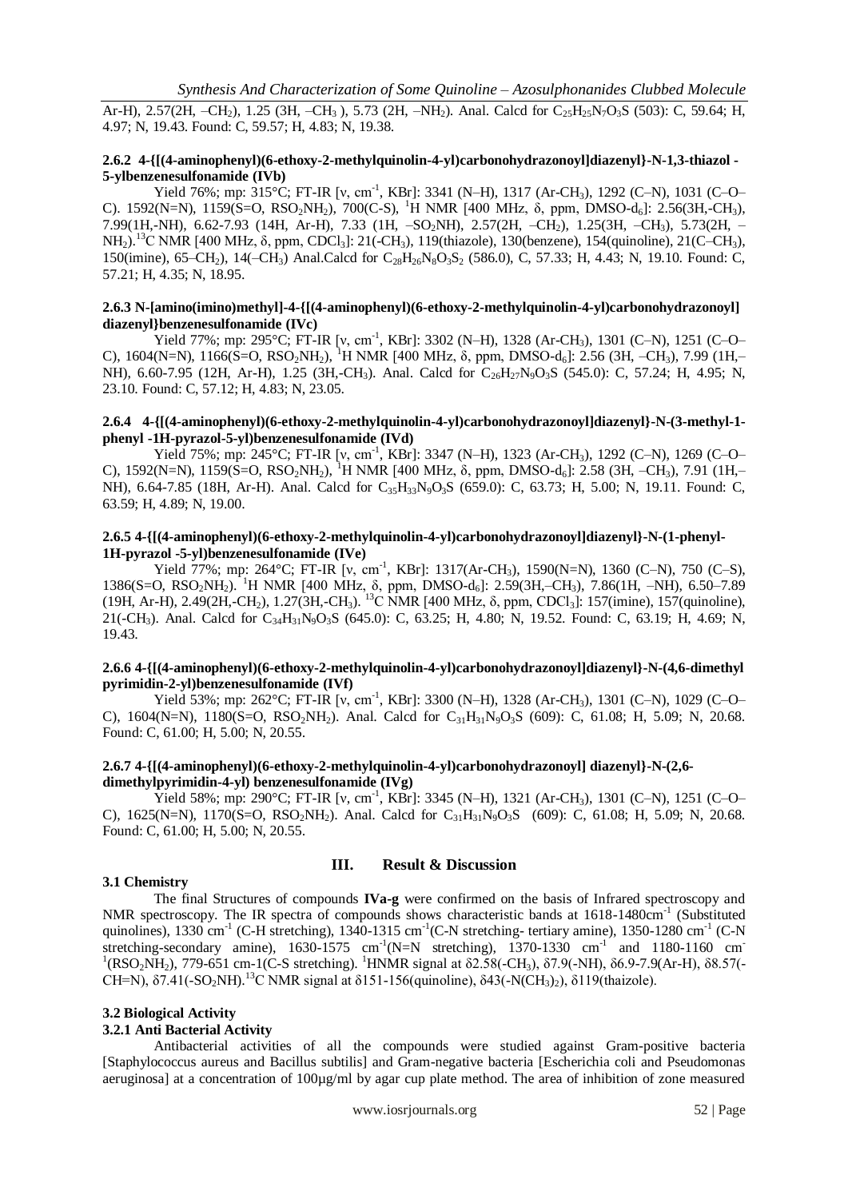Ar-H), 2.57(2H, $–CH_2$), 1.25 (3H, $–CH_3$ ), 5.73 (2H, $–NH_2$). Anal. Calcd for $C_{25}H_{25}N_7O_3S$ (503): C, 59.64; H, 4.97; N, 19.43. Found: C, 59.57; H, 4.83; N, 19.38.

#### 2.6.2 4-{[(4-aminophenyl)(6-ethoxy-2-methylquinolin-4-yl)carbonohydrazonoyl]diazenyl}-N-1,3-thiazol - 5-ylbenzenesulfonamide (IVb)

Yield 76%; mp: 315°C; FT-IR [ν, $cm^{-1}$, KBr]: 3341 (N–H), 1317 (Ar-$CH_3$), 1292 (C–N), 1031 (C–O–C). 1592(N=N), 1159(S=O, $RSO_2NH_2$), 700(C-S), $^1$H NMR [400 MHz, δ, ppm, DMSO-$d_6$]: 2.56(3H,-$CH_3$), 7.99(1H,-NH), 6.62-7.93 (14H, Ar-H), 7.33 (1H, $–SO_2NH$), 2.57(2H, $–CH_2$), 1.25(3H, $–CH_3$), 5.73(2H, $–NH_2$). $^{13}$C NMR [400 MHz, δ, ppm, $CDCl_3$]: 21(-$CH_3$), 119(thiazole), 130(benzene), 154(quinoline), 21(C–$CH_3$), 150(imine), 65–$CH_2$), 14(–$CH_3$) Anal.Calcd for $C_{28}H_{26}N_8O_3S_2$ (586.0), C, 57.33; H, 4.43; N, 19.10. Found: C, 57.21; H, 4.35; N, 18.95.

#### 2.6.3 N-[amino(imino)methyl]-4-{[(4-aminophenyl)(6-ethoxy-2-methylquinolin-4-yl)carbonohydrazonoyl] diazenyl}benzenesulfonamide (IVc)

Yield 77%; mp: 295°C; FT-IR [ν, $cm^{-1}$, KBr]: 3302 (N–H), 1328 (Ar-$CH_3$), 1301 (C–N), 1251 (C–O–C), 1604(N=N), 1166(S=O, $RSO_2NH_2$), $^1$H NMR [400 MHz, δ, ppm, DMSO-$d_6$]: 2.56 (3H, $–CH_3$), 7.99 (1H,–NH), 6.60-7.95 (12H, Ar-H), 1.25 (3H,-$CH_3$). Anal. Calcd for $C_{26}H_{27}N_9O_3S$ (545.0): C, 57.24; H, 4.95; N, 23.10. Found: C, 57.12; H, 4.83; N, 23.05.

#### 2.6.4 4-{[(4-aminophenyl)(6-ethoxy-2-methylquinolin-4-yl)carbonohydrazonoyl]diazenyl}-N-(3-methyl-1-phenyl -1H-pyrazol-5-yl)benzenesulfonamide (IVd)

Yield 75%; mp: 245°C; FT-IR [ν, $cm^{-1}$, KBr]: 3347 (N–H), 1323 (Ar-$CH_3$), 1292 (C–N), 1269 (C–O–C), 1592(N=N), 1159(S=O, $RSO_2NH_2$), $^1$H NMR [400 MHz, δ, ppm, DMSO-$d_6$]: 2.58 (3H, $–CH_3$), 7.91 (1H,–NH), 6.64-7.85 (18H, Ar-H). Anal. Calcd for $C_{35}H_{33}N_9O_3S$ (659.0): C, 63.73; H, 5.00; N, 19.11. Found: C, 63.59; H, 4.89; N, 19.00.

#### 2.6.5 4-{[(4-aminophenyl)(6-ethoxy-2-methylquinolin-4-yl)carbonohydrazonoyl]diazenyl}-N-(1-phenyl-1H-pyrazol -5-yl)benzenesulfonamide (IVe)

Yield 77%; mp: 264°C; FT-IR [ν, $cm^{-1}$, KBr]: 1317(Ar-$CH_3$), 1590(N=N), 1360 (C–N), 750 (C–S), 1386(S=O, $RSO_2NH_2$). $^1$H NMR [400 MHz, δ, ppm, DMSO-$d_6$]: 2.59(3H,$–CH_3$), 7.86(1H, –NH), 6.50–7.89 (19H, Ar-H), 2.49(2H,-$CH_2$), 1.27(3H,-$CH_3$). $^{13}$C NMR [400 MHz, δ, ppm, $CDCl_3$]: 157(imine), 157(quinoline), 21(-$CH_3$). Anal. Calcd for $C_{34}H_{31}N_9O_3S$ (645.0): C, 63.25; H, 4.80; N, 19.52. Found: C, 63.19; H, 4.69; N, 19.43.

#### 2.6.6 4-{[(4-aminophenyl)(6-ethoxy-2-methylquinolin-4-yl)carbonohydrazonoyl]diazenyl}-N-(4,6-dimethyl pyrimidin-2-yl)benzenesulfonamide (IVf)

Yield 53%; mp: 262°C; FT-IR [ν, $cm^{-1}$, KBr]: 3300 (N–H), 1328 (Ar-$CH_3$), 1301 (C–N), 1029 (C–O–C), 1604(N=N), 1180(S=O, $RSO_2NH_2$). Anal. Calcd for $C_{31}H_{31}N_9O_3S$ (609): C, 61.08; H, 5.09; N, 20.68. Found: C, 61.00; H, 5.00; N, 20.55.

#### 2.6.7 4-{[(4-aminophenyl)(6-ethoxy-2-methylquinolin-4-yl)carbonohydrazonoyl] diazenyl}-N-(2,6-dimethylpyrimidin-4-yl) benzenesulfonamide (IVg)

Yield 58%; mp: 290°C; FT-IR [ν, $cm^{-1}$, KBr]: 3345 (N–H), 1321 (Ar-$CH_3$), 1301 (C–N), 1251 (C–O–C), 1625(N=N), 1170(S=O, $RSO_2NH_2$). Anal. Calcd for $C_{31}H_{31}N_9O_3S$ (609): C, 61.08; H, 5.09; N, 20.68. Found: C, 61.00; H, 5.00; N, 20.55.

## III. Result & Discussion

### 3.1 Chemistry

The final Structures of compounds **IVa-g** were confirmed on the basis of Infrared spectroscopy and NMR spectroscopy. The IR spectra of compounds shows characteristic bands at 1618-1480$cm^{-1}$ (Substituted quinolines), 1330 $cm^{-1}$ (C-H stretching), 1340-1315 $cm^{-1}$(C-N stretching- tertiary amine), 1350-1280 $cm^{-1}$ (C-N stretching-secondary amine), 1630-1575 $cm^{-1}$(N=N stretching), 1370-1330 $cm^{-1}$ and 1180-1160 $cm^{-1}$($RSO_2NH_2$), 779-651 cm-1(C-S stretching). $^1$HNMR signal at δ2.58(-$CH_3$), δ7.9(-NH), δ6.9-7.9(Ar-H), δ8.57(-CH=N), δ7.41(-$SO_2NH$).$^{13}$C NMR signal at δ151-156(quinoline), δ43(-N$(CH_3)_2$), δ119(thaizole).

### 3.2 Biological Activity

#### 3.2.1 Anti Bacterial Activity

Antibacterial activities of all the compounds were studied against Gram-positive bacteria [Staphylococcus aureus and Bacillus subtilis] and Gram-negative bacteria [Escherichia coli and Pseudomonas aeruginosa] at a concentration of 100µg/ml by agar cup plate method. The area of inhibition of zone measured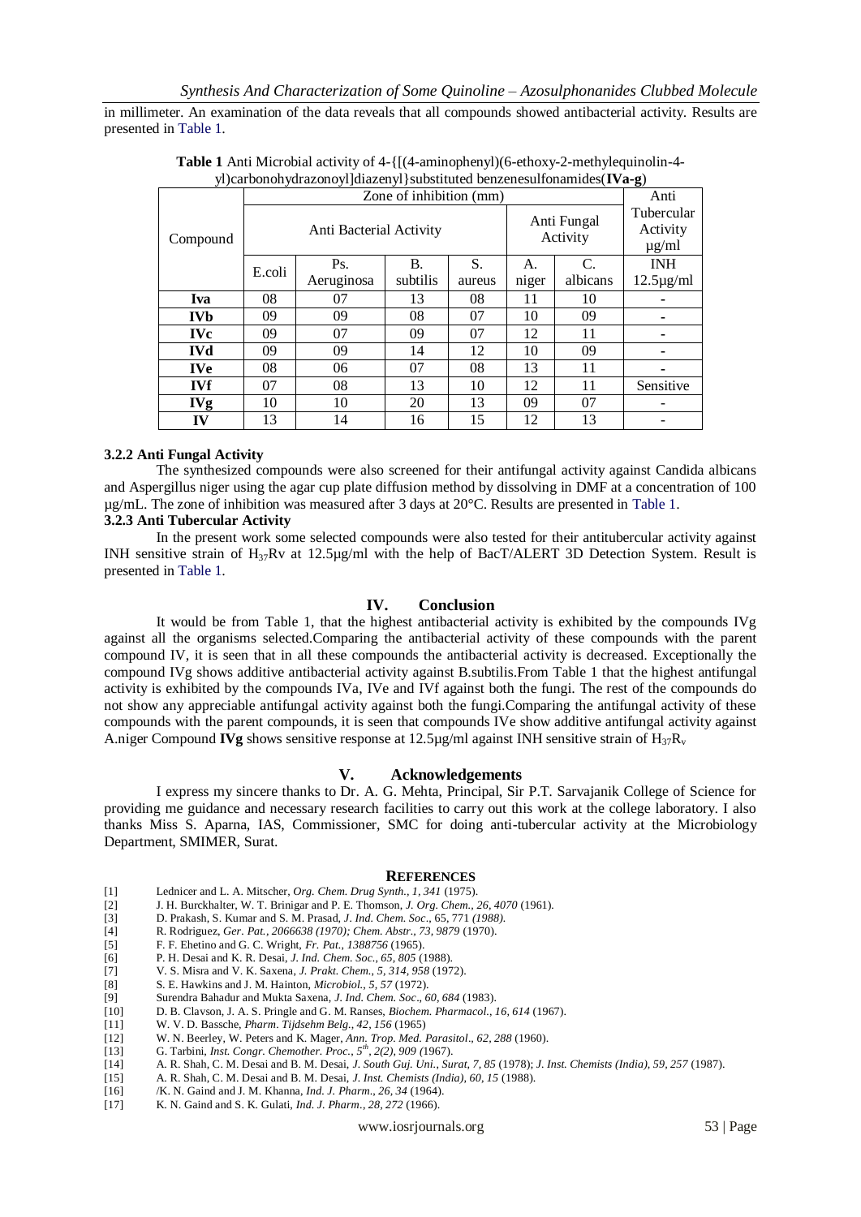in millimeter. An examination of the data reveals that all compounds showed antibacterial activity. Results are presented in Table 1.

**Table 1** Anti Microbial activity of 4-{[(4-aminophenyl)(6-ethoxy-2-methylequinolin-4-yl)carbonohydrazonoyl]diazenyl}substituted benzenesulfonamides(**IVa-g**)

| Compound | Zone of inhibition (mm) | | | | | | Anti Tubercular Activity µg/ml |
|---|---|---|---|---|---|---|---|
| | Anti Bacterial Activity | | | | Anti Fungal Activity | | |
| | E.coli | Ps. Aeruginosa | B. subtilis | S. aureus | A. niger | C. albicans | INH 12.5µg/ml |
| **Iva** | 08 | 07 | 13 | 08 | 11 | 10 | - |
| **IVb** | 09 | 09 | 08 | 07 | 10 | 09 | - |
| **IVc** | 09 | 07 | 09 | 07 | 12 | 11 | - |
| **IVd** | 09 | 09 | 14 | 12 | 10 | 09 | - |
| **IVe** | 08 | 06 | 07 | 08 | 13 | 11 | - |
| **IVf** | 07 | 08 | 13 | 10 | 12 | 11 | Sensitive |
| **IVg** | 10 | 10 | 20 | 13 | 09 | 07 | - |
| **IV** | 13 | 14 | 16 | 15 | 12 | 13 | - |

### 3.2.2 Anti Fungal Activity

The synthesized compounds were also screened for their antifungal activity against Candida albicans and Aspergillus niger using the agar cup plate diffusion method by dissolving in DMF at a concentration of 100 µg/mL. The zone of inhibition was measured after 3 days at 20°C. Results are presented in Table 1.

### 3.2.3 Anti Tubercular Activity

In the present work some selected compounds were also tested for their antitubercular activity against INH sensitive strain of $H_{37}Rv$ at 12.5µg/ml with the help of BacT/ALERT 3D Detection System. Result is presented in Table 1.

## IV. Conclusion

It would be from Table 1, that the highest antibacterial activity is exhibited by the compounds IVg against all the organisms selected.Comparing the antibacterial activity of these compounds with the parent compound IV, it is seen that in all these compounds the antibacterial activity is decreased. Exceptionally the compound IVg shows additive antibacterial activity against B.subtilis.From Table 1 that the highest antifungal activity is exhibited by the compounds IVa, IVe and IVf against both the fungi. The rest of the compounds do not show any appreciable antifungal activity against both the fungi.Comparing the antifungal activity of these compounds with the parent compounds, it is seen that compounds IVe show additive antifungal activity against A.niger Compound **IVg** shows sensitive response at 12.5µg/ml against INH sensitive strain of $H_{37}R_v$

## V. Acknowledgements

I express my sincere thanks to Dr. A. G. Mehta, Principal, Sir P.T. Sarvajanik College of Science for providing me guidance and necessary research facilities to carry out this work at the college laboratory. I also thanks Miss S. Aparna, IAS, Commissioner, SMC for doing anti-tubercular activity at the Microbiology Department, SMIMER, Surat.

## REFERENCES

[1] Lednicer and L. A. Mitscher, *Org. Chem. Drug Synth., 1, 341* (1975).
[2] J. H. Burckhalter, W. T. Brinigar and P. E. Thomson, *J. Org. Chem., 26, 4070* (1961).
[3] D. Prakash, S. Kumar and S. M. Prasad, *J. Ind. Chem. Soc*., 65, 771 *(1988).*
[4] R. Rodriguez, *Ger. Pat., 2066638 (1970); Chem. Abstr., 73, 9879* (1970).
[5] F. F. Ehetino and G. C. Wright, *Fr. Pat., 1388756* (1965).
[6] P. H. Desai and K. R. Desai, *J. Ind. Chem. Soc., 65, 805* (1988).
[7] V. S. Misra and V. K. Saxena, *J. Prakt. Chem., 5, 314, 958* (1972).
[8] S. E. Hawkins and J. M. Hainton, *Microbiol., 5, 57* (1972).
[9] Surendra Bahadur and Mukta Saxena, *J. Ind. Chem. Soc., 60, 684* (1983).
[10] D. B. Clavson, J. A. S. Pringle and G. M. Ranses, *Biochem. Pharmacol., 16, 614* (1967).
[11] W. V. D. Bassche, *Pharm. Tijdsehm Belg., 42, 156* (1965)
[12] W. N. Beerley, W. Peters and K. Mager, *Ann. Trop. Med. Parasitol., 62, 288* (1960).
[13] G. Tarbini, *Inst. Congr. Chemother. Proc., 5th, 2(2), 909 (*1967).
[14] A. R. Shah, C. M. Desai and B. M. Desai, *J. South Guj. Uni., Surat, 7, 85* (1978); *J. Inst. Chemists (India), 59, 257* (1987).
[15] A. R. Shah, C. M. Desai and B. M. Desai, *J. Inst. Chemists (India), 60, 15* (1988).
[16] /K. N. Gaind and J. M. Khanna, *Ind. J. Pharm., 26, 34* (1964).
[17] K. N. Gaind and S. K. Gulati, *Ind. J. Pharm., 28, 272* (1966).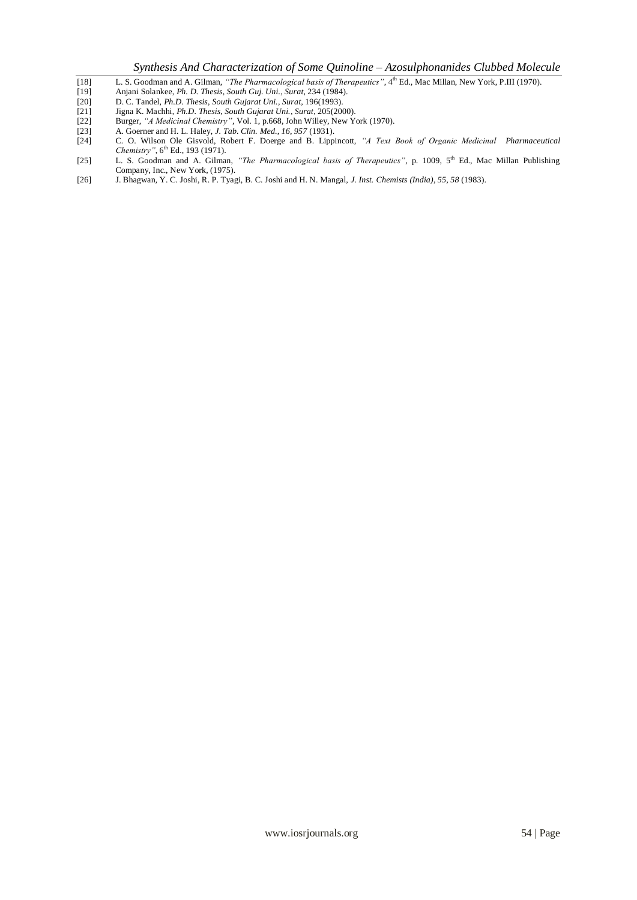[18] L. S. Goodman and A. Gilman, *"The Pharmacological basis of Therapeutics"*, 4th Ed., Mac Millan, New York, P.III (1970).

[19] Anjani Solankee, *Ph. D. Thesis, South Guj. Uni., Surat*, 234 (1984).

[20] D. C. Tandel, *Ph.D. Thesis, South Gujarat Uni., Surat*, 196(1993).

[21] Jigna K. Machhi, *Ph.D. Thesis, South Gujarat Uni., Surat*, 205(2000).

[22] Burger, *"A Medicinal Chemistry"*, Vol. 1, p.668, John Willey, New York (1970).

[23] A. Goerner and H. L. Haley, *J. Tab. Clin. Med., 16, 957* (1931).

[24] C. O. Wilson Ole Gisvold, Robert F. Doerge and B. Lippincott, *"A Text Book of Organic Medicinal Pharmaceutical Chemistry"*, 6th Ed., 193 (1971).

[25] L. S. Goodman and A. Gilman, *"The Pharmacological basis of Therapeutics"*, p. 1009, 5th Ed., Mac Millan Publishing Company, Inc., New York, (1975).

[26] J. Bhagwan, Y. C. Joshi, R. P. Tyagi, B. C. Joshi and H. N. Mangal, *J. Inst. Chemists (India), 55, 58* (1983).